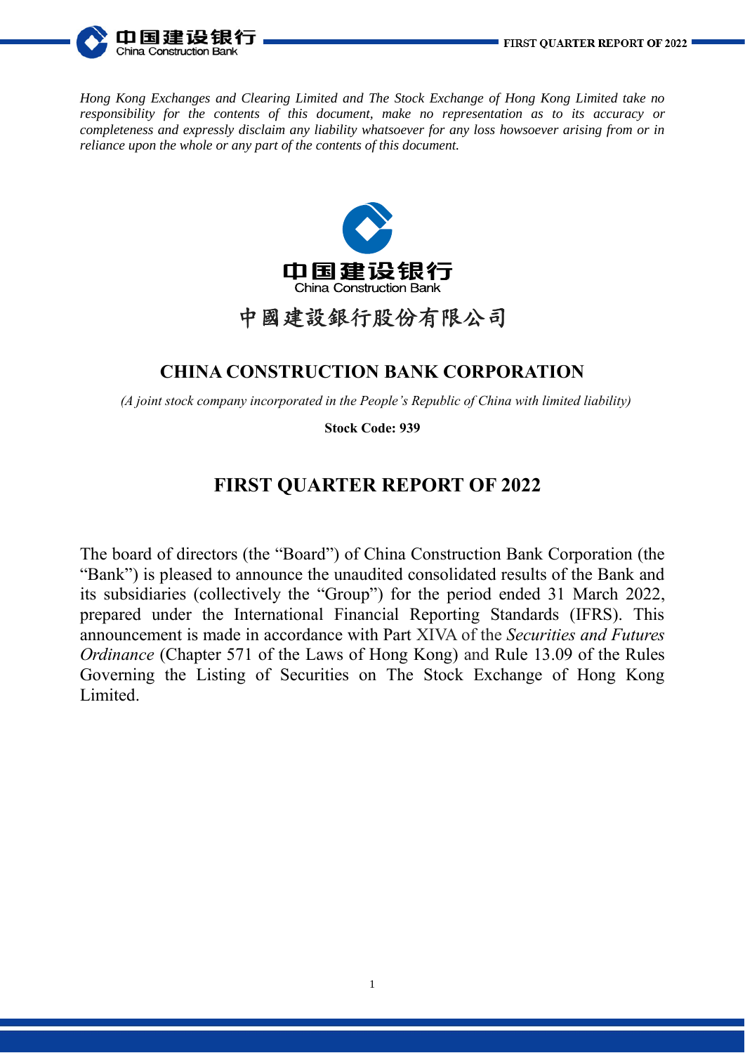*Hong Kong Exchanges and Clearing Limited and The Stock Exchange of Hong Kong Limited take no responsibility for the contents of this document, make no representation as to its accuracy or completeness and expressly disclaim any liability whatsoever for any loss howsoever arising from or in reliance upon the whole or any part of the contents of this document.*

中国建设银行
China Construction Bank

中國建設銀行股份有限公司

## CHINA CONSTRUCTION BANK CORPORATION

*(A joint stock company incorporated in the People's Republic of China with limited liability)*

**Stock Code: 939**

# FIRST QUARTER REPORT OF 2022

The board of directors (the "Board") of China Construction Bank Corporation (the "Bank") is pleased to announce the unaudited consolidated results of the Bank and its subsidiaries (collectively the "Group") for the period ended 31 March 2022, prepared under the International Financial Reporting Standards (IFRS). This announcement is made in accordance with Part XIVA of the *Securities and Futures Ordinance* (Chapter 571 of the Laws of Hong Kong) and Rule 13.09 of the Rules Governing the Listing of Securities on The Stock Exchange of Hong Kong Limited.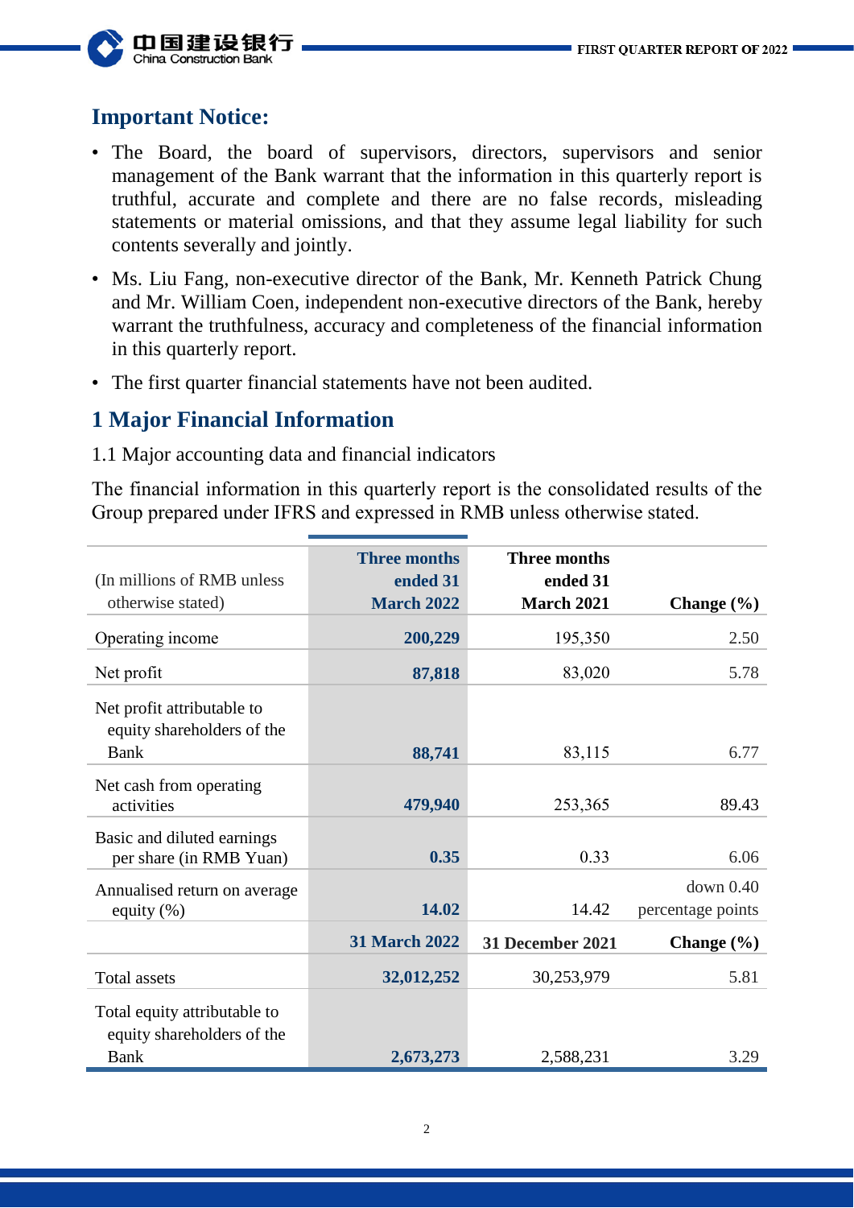## Important Notice:

- The Board, the board of supervisors, directors, supervisors and senior management of the Bank warrant that the information in this quarterly report is truthful, accurate and complete and there are no false records, misleading statements or material omissions, and that they assume legal liability for such contents severally and jointly.
- Ms. Liu Fang, non-executive director of the Bank, Mr. Kenneth Patrick Chung and Mr. William Coen, independent non-executive directors of the Bank, hereby warrant the truthfulness, accuracy and completeness of the financial information in this quarterly report.
- The first quarter financial statements have not been audited.

# 1 Major Financial Information

1.1 Major accounting data and financial indicators

The financial information in this quarterly report is the consolidated results of the Group prepared under IFRS and expressed in RMB unless otherwise stated.

| (In millions of RMB unless otherwise stated) | **Three months ended 31 March 2022** | **Three months ended 31 March 2021** | **Change (%)** |
|---|---|---|---|
| Operating income | **200,229** | 195,350 | 2.50 |
| Net profit | **87,818** | 83,020 | 5.78 |
| Net profit attributable to equity shareholders of the Bank | **88,741** | 83,115 | 6.77 |
| Net cash from operating activities | **479,940** | 253,365 | 89.43 |
| Basic and diluted earnings per share (in RMB Yuan) | **0.35** | 0.33 | 6.06 |
| Annualised return on average equity (%) | **14.02** | 14.42 | down 0.40 percentage points |
| | **31 March 2022** | **31 December 2021** | **Change (%)** |
| Total assets | **32,012,252** | 30,253,979 | 5.81 |
| Total equity attributable to equity shareholders of the Bank | **2,673,273** | 2,588,231 | 3.29 |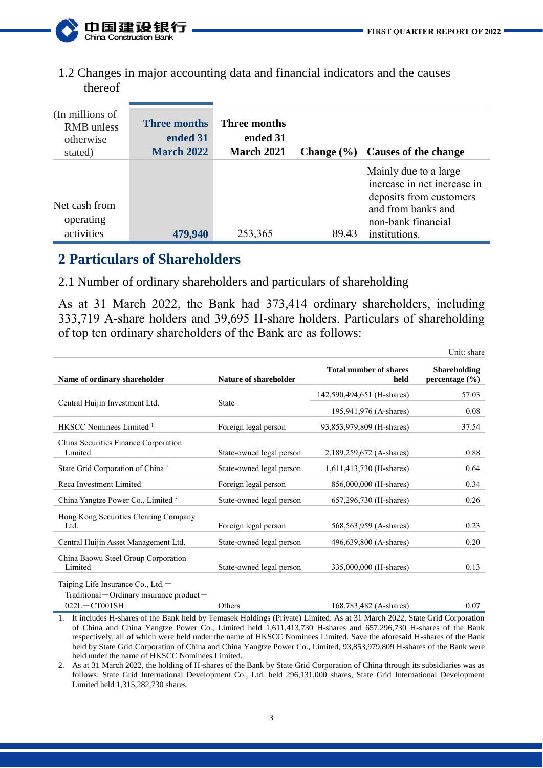### 1.2 Changes in major accounting data and financial indicators and the causes thereof

| (In millions of RMB unless otherwise stated) | Three months ended 31 March 2022 | Three months ended 31 March 2021 | Change (%) | Causes of the change |
|---|---|---|---|---|
| Net cash from operating activities | **479,940** | 253,365 | 89.43 | Mainly due to a large increase in net increase in deposits from customers and from banks and non-bank financial institutions. |

## 2 Particulars of Shareholders

### 2.1 Number of ordinary shareholders and particulars of shareholding

As at 31 March 2022, the Bank had 373,414 ordinary shareholders, including 333,719 A-share holders and 39,695 H-share holders. Particulars of shareholding of top ten ordinary shareholders of the Bank are as follows:

Unit: share

| Name of ordinary shareholder | Nature of shareholder | Total number of shares held | Shareholding percentage (%) |
|---|---|---|---|
| Central Huijin Investment Ltd. | State | 142,590,494,651 (H-shares) | 57.03 |
| | | 195,941,976 (A-shares) | 0.08 |
| HKSCC Nominees Limited [1] | Foreign legal person | 93,853,979,809 (H-shares) | 37.54 |
| China Securities Finance Corporation Limited | State-owned legal person | 2,189,259,672 (A-shares) | 0.88 |
| State Grid Corporation of China [2] | State-owned legal person | 1,611,413,730 (H-shares) | 0.64 |
| Reca Investment Limited | Foreign legal person | 856,000,000 (H-shares) | 0.34 |
| China Yangtze Power Co., Limited [3] | State-owned legal person | 657,296,730 (H-shares) | 0.26 |
| Hong Kong Securities Clearing Company Ltd. | Foreign legal person | 568,563,959 (A-shares) | 0.23 |
| Central Huijin Asset Management Ltd. | State-owned legal person | 496,639,800 (A-shares) | 0.20 |
| China Baowu Steel Group Corporation Limited | State-owned legal person | 335,000,000 (H-shares) | 0.13 |
| Taiping Life Insurance Co., Ltd.－Traditional－Ordinary insurance product－022L－CT001SH | Others | 168,783,482 (A-shares) | 0.07 |

1. It includes H-shares of the Bank held by Temasek Holdings (Private) Limited. As at 31 March 2022, State Grid Corporation of China and China Yangtze Power Co., Limited held 1,611,413,730 H-shares and 657,296,730 H-shares of the Bank respectively, all of which were held under the name of HKSCC Nominees Limited. Save the aforesaid H-shares of the Bank held by State Grid Corporation of China and China Yangtze Power Co., Limited, 93,853,979,809 H-shares of the Bank were held under the name of HKSCC Nominees Limited.
2. As at 31 March 2022, the holding of H-shares of the Bank by State Grid Corporation of China through its subsidiaries was as follows: State Grid International Development Co., Ltd. held 296,131,000 shares, State Grid International Development Limited held 1,315,282,730 shares.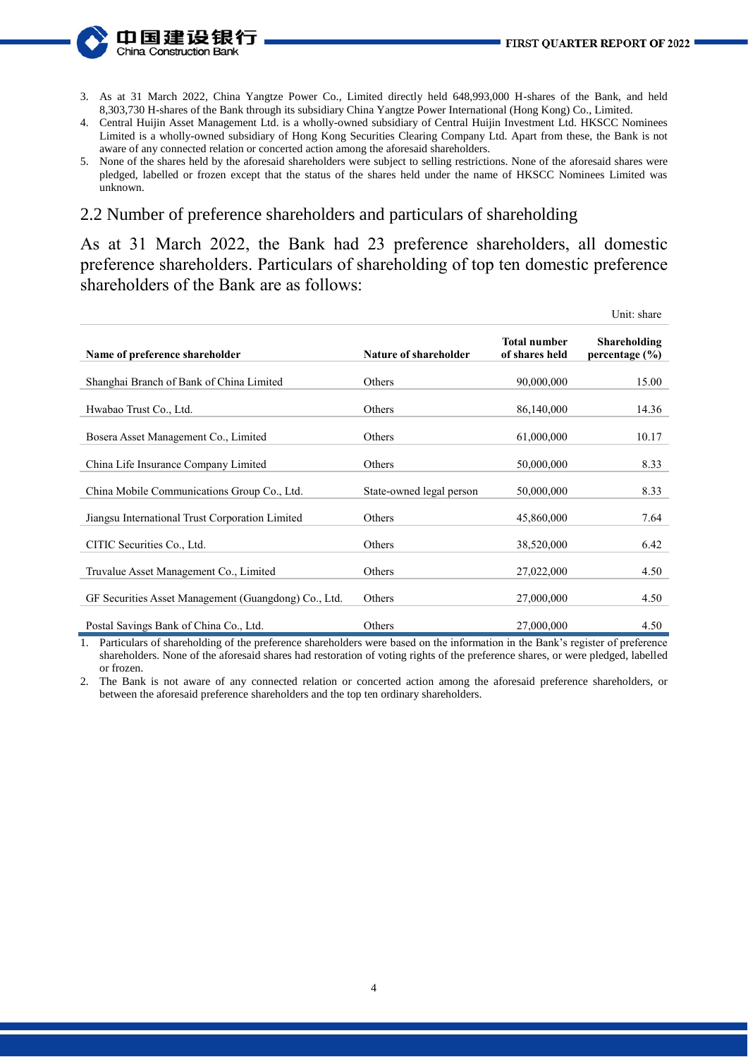3. As at 31 March 2022, China Yangtze Power Co., Limited directly held 648,993,000 H-shares of the Bank, and held 8,303,730 H-shares of the Bank through its subsidiary China Yangtze Power International (Hong Kong) Co., Limited.
4. Central Huijin Asset Management Ltd. is a wholly-owned subsidiary of Central Huijin Investment Ltd. HKSCC Nominees Limited is a wholly-owned subsidiary of Hong Kong Securities Clearing Company Ltd. Apart from these, the Bank is not aware of any connected relation or concerted action among the aforesaid shareholders.
5. None of the shares held by the aforesaid shareholders were subject to selling restrictions. None of the aforesaid shares were pledged, labelled or frozen except that the status of the shares held under the name of HKSCC Nominees Limited was unknown.

## 2.2 Number of preference shareholders and particulars of shareholding

As at 31 March 2022, the Bank had 23 preference shareholders, all domestic preference shareholders. Particulars of shareholding of top ten domestic preference shareholders of the Bank are as follows:

Unit: share

| Name of preference shareholder | Nature of shareholder | Total number of shares held | Shareholding percentage (%) |
|---|---|---|---|
| Shanghai Branch of Bank of China Limited | Others | 90,000,000 | 15.00 |
| Hwabao Trust Co., Ltd. | Others | 86,140,000 | 14.36 |
| Bosera Asset Management Co., Limited | Others | 61,000,000 | 10.17 |
| China Life Insurance Company Limited | Others | 50,000,000 | 8.33 |
| China Mobile Communications Group Co., Ltd. | State-owned legal person | 50,000,000 | 8.33 |
| Jiangsu International Trust Corporation Limited | Others | 45,860,000 | 7.64 |
| CITIC Securities Co., Ltd. | Others | 38,520,000 | 6.42 |
| Truvalue Asset Management Co., Limited | Others | 27,022,000 | 4.50 |
| GF Securities Asset Management (Guangdong) Co., Ltd. | Others | 27,000,000 | 4.50 |
| Postal Savings Bank of China Co., Ltd. | Others | 27,000,000 | 4.50 |

1. Particulars of shareholding of the preference shareholders were based on the information in the Bank's register of preference shareholders. None of the aforesaid shares had restoration of voting rights of the preference shares, or were pledged, labelled or frozen.
2. The Bank is not aware of any connected relation or concerted action among the aforesaid preference shareholders, or between the aforesaid preference shareholders and the top ten ordinary shareholders.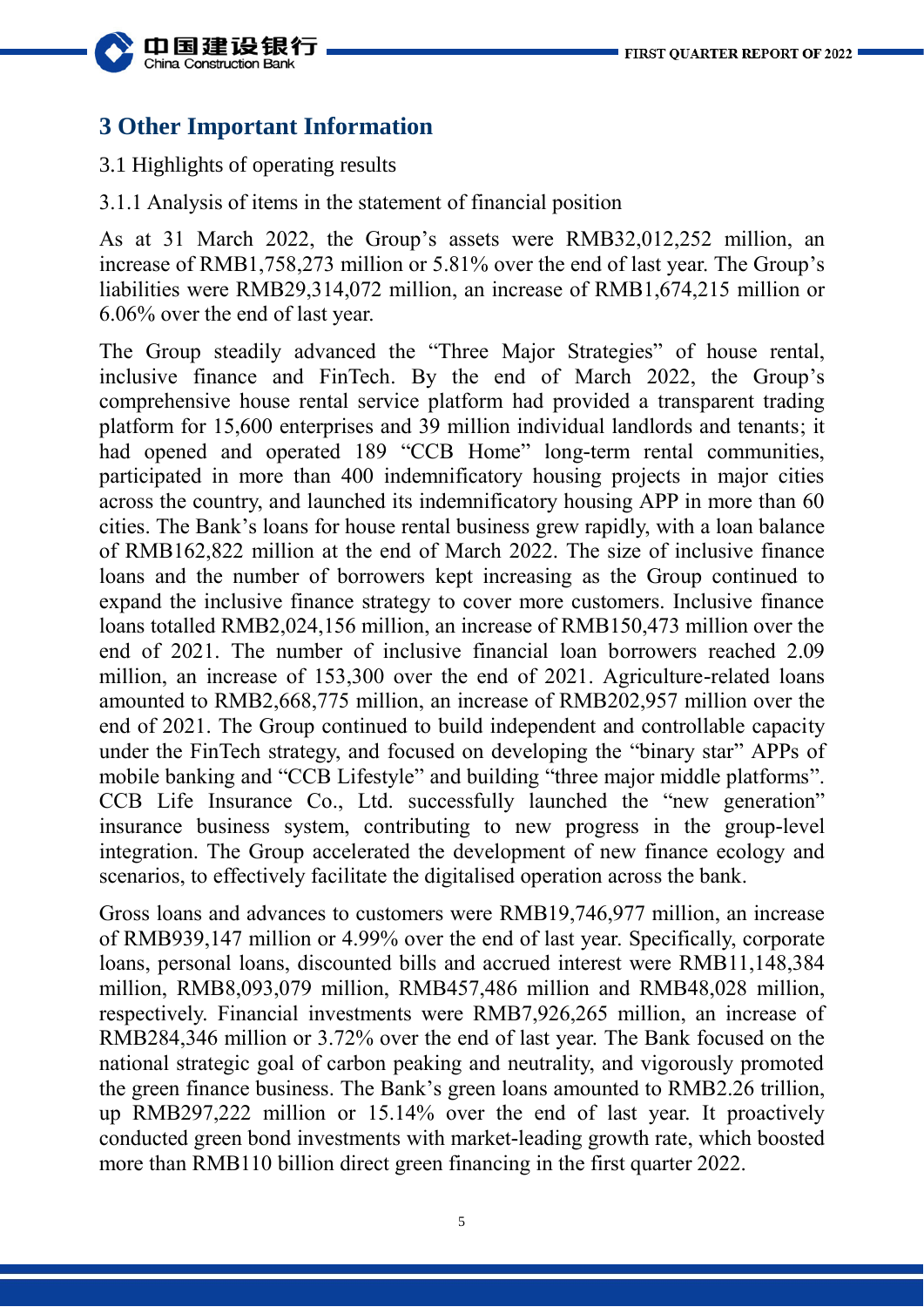# 3 Other Important Information

3.1 Highlights of operating results

3.1.1 Analysis of items in the statement of financial position

As at 31 March 2022, the Group's assets were RMB32,012,252 million, an increase of RMB1,758,273 million or 5.81% over the end of last year. The Group's liabilities were RMB29,314,072 million, an increase of RMB1,674,215 million or 6.06% over the end of last year.

The Group steadily advanced the "Three Major Strategies" of house rental, inclusive finance and FinTech. By the end of March 2022, the Group's comprehensive house rental service platform had provided a transparent trading platform for 15,600 enterprises and 39 million individual landlords and tenants; it had opened and operated 189 "CCB Home" long-term rental communities, participated in more than 400 indemnificatory housing projects in major cities across the country, and launched its indemnificatory housing APP in more than 60 cities. The Bank's loans for house rental business grew rapidly, with a loan balance of RMB162,822 million at the end of March 2022. The size of inclusive finance loans and the number of borrowers kept increasing as the Group continued to expand the inclusive finance strategy to cover more customers. Inclusive finance loans totalled RMB2,024,156 million, an increase of RMB150,473 million over the end of 2021. The number of inclusive financial loan borrowers reached 2.09 million, an increase of 153,300 over the end of 2021. Agriculture-related loans amounted to RMB2,668,775 million, an increase of RMB202,957 million over the end of 2021. The Group continued to build independent and controllable capacity under the FinTech strategy, and focused on developing the "binary star" APPs of mobile banking and "CCB Lifestyle" and building "three major middle platforms". CCB Life Insurance Co., Ltd. successfully launched the "new generation" insurance business system, contributing to new progress in the group-level integration. The Group accelerated the development of new finance ecology and scenarios, to effectively facilitate the digitalised operation across the bank.

Gross loans and advances to customers were RMB19,746,977 million, an increase of RMB939,147 million or 4.99% over the end of last year. Specifically, corporate loans, personal loans, discounted bills and accrued interest were RMB11,148,384 million, RMB8,093,079 million, RMB457,486 million and RMB48,028 million, respectively. Financial investments were RMB7,926,265 million, an increase of RMB284,346 million or 3.72% over the end of last year. The Bank focused on the national strategic goal of carbon peaking and neutrality, and vigorously promoted the green finance business. The Bank's green loans amounted to RMB2.26 trillion, up RMB297,222 million or 15.14% over the end of last year. It proactively conducted green bond investments with market-leading growth rate, which boosted more than RMB110 billion direct green financing in the first quarter 2022.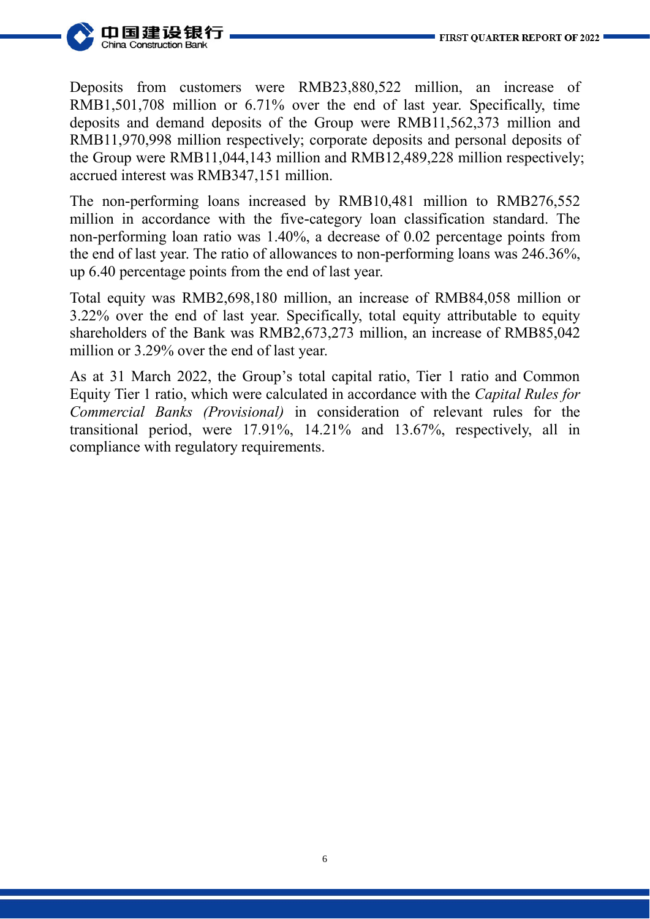Deposits from customers were RMB23,880,522 million, an increase of RMB1,501,708 million or 6.71% over the end of last year. Specifically, time deposits and demand deposits of the Group were RMB11,562,373 million and RMB11,970,998 million respectively; corporate deposits and personal deposits of the Group were RMB11,044,143 million and RMB12,489,228 million respectively; accrued interest was RMB347,151 million.

The non-performing loans increased by RMB10,481 million to RMB276,552 million in accordance with the five-category loan classification standard. The non-performing loan ratio was 1.40%, a decrease of 0.02 percentage points from the end of last year. The ratio of allowances to non-performing loans was 246.36%, up 6.40 percentage points from the end of last year.

Total equity was RMB2,698,180 million, an increase of RMB84,058 million or 3.22% over the end of last year. Specifically, total equity attributable to equity shareholders of the Bank was RMB2,673,273 million, an increase of RMB85,042 million or 3.29% over the end of last year.

As at 31 March 2022, the Group's total capital ratio, Tier 1 ratio and Common Equity Tier 1 ratio, which were calculated in accordance with the *Capital Rules for Commercial Banks (Provisional)* in consideration of relevant rules for the transitional period, were 17.91%, 14.21% and 13.67%, respectively, all in compliance with regulatory requirements.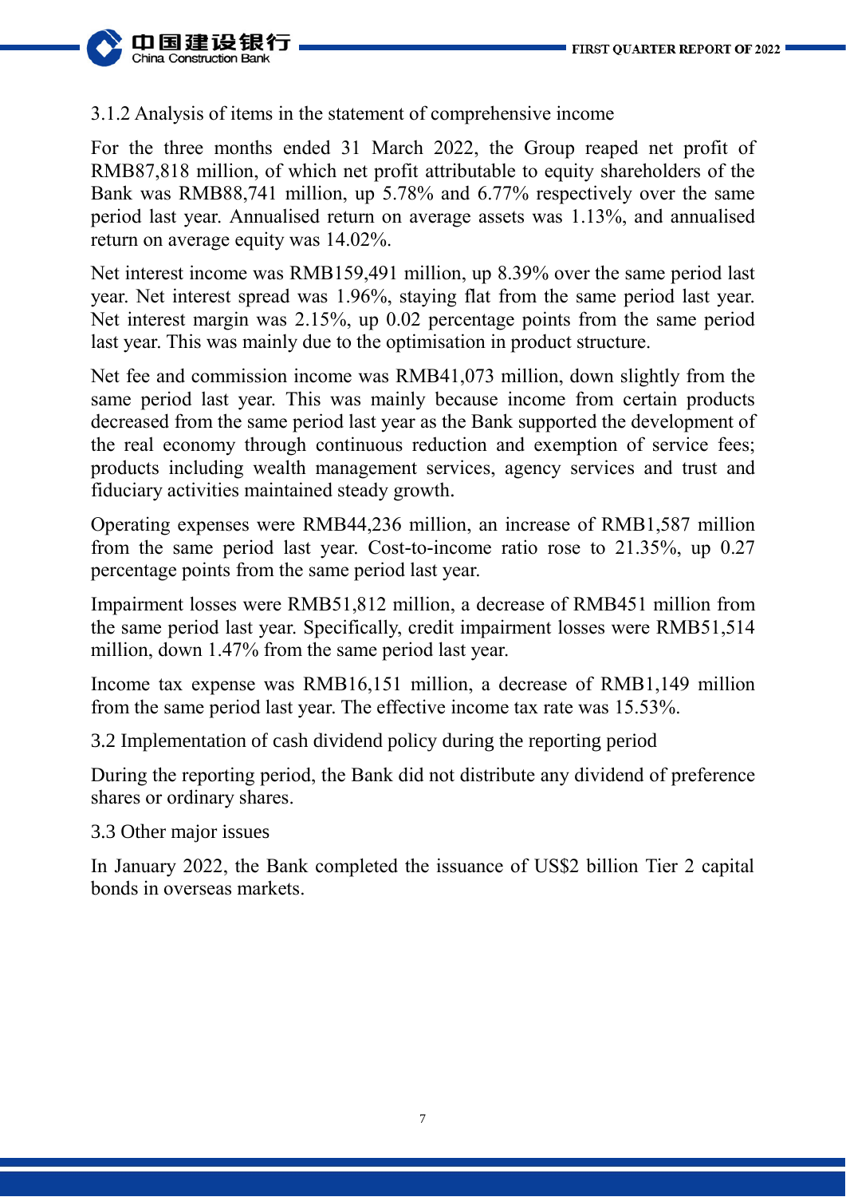### 3.1.2 Analysis of items in the statement of comprehensive income

For the three months ended 31 March 2022, the Group reaped net profit of RMB87,818 million, of which net profit attributable to equity shareholders of the Bank was RMB88,741 million, up 5.78% and 6.77% respectively over the same period last year. Annualised return on average assets was 1.13%, and annualised return on average equity was 14.02%.

Net interest income was RMB159,491 million, up 8.39% over the same period last year. Net interest spread was 1.96%, staying flat from the same period last year. Net interest margin was 2.15%, up 0.02 percentage points from the same period last year. This was mainly due to the optimisation in product structure.

Net fee and commission income was RMB41,073 million, down slightly from the same period last year. This was mainly because income from certain products decreased from the same period last year as the Bank supported the development of the real economy through continuous reduction and exemption of service fees; products including wealth management services, agency services and trust and fiduciary activities maintained steady growth.

Operating expenses were RMB44,236 million, an increase of RMB1,587 million from the same period last year. Cost-to-income ratio rose to 21.35%, up 0.27 percentage points from the same period last year.

Impairment losses were RMB51,812 million, a decrease of RMB451 million from the same period last year. Specifically, credit impairment losses were RMB51,514 million, down 1.47% from the same period last year.

Income tax expense was RMB16,151 million, a decrease of RMB1,149 million from the same period last year. The effective income tax rate was 15.53%.

## 3.2 Implementation of cash dividend policy during the reporting period

During the reporting period, the Bank did not distribute any dividend of preference shares or ordinary shares.

## 3.3 Other major issues

In January 2022, the Bank completed the issuance of US$2 billion Tier 2 capital bonds in overseas markets.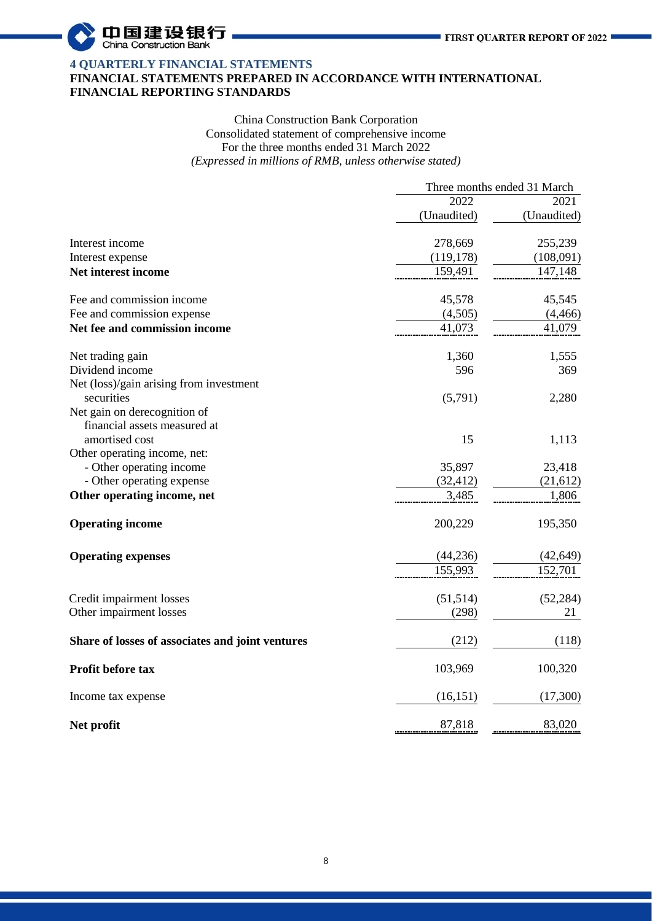## 4 QUARTERLY FINANCIAL STATEMENTS

### FINANCIAL STATEMENTS PREPARED IN ACCORDANCE WITH INTERNATIONAL FINANCIAL REPORTING STANDARDS

China Construction Bank Corporation
Consolidated statement of comprehensive income
For the three months ended 31 March 2022
*(Expressed in millions of RMB, unless otherwise stated)*

| | Three months ended 31 March | |
|---|---|---|
| | 2022 (Unaudited) | 2021 (Unaudited) |
| Interest income | 278,669 | 255,239 |
| Interest expense | (119,178) | (108,091) |
| **Net interest income** | 159,491 | 147,148 |
| Fee and commission income | 45,578 | 45,545 |
| Fee and commission expense | (4,505) | (4,466) |
| **Net fee and commission income** | 41,073 | 41,079 |
| Net trading gain | 1,360 | 1,555 |
| Dividend income | 596 | 369 |
| Net (loss)/gain arising from investment securities | (5,791) | 2,280 |
| Net gain on derecognition of financial assets measured at amortised cost | 15 | 1,113 |
| Other operating income, net: | | |
| - Other operating income | 35,897 | 23,418 |
| - Other operating expense | (32,412) | (21,612) |
| **Other operating income, net** | 3,485 | 1,806 |
| **Operating income** | 200,229 | 195,350 |
| **Operating expenses** | (44,236) | (42,649) |
| | 155,993 | 152,701 |
| Credit impairment losses | (51,514) | (52,284) |
| Other impairment losses | (298) | 21 |
| **Share of losses of associates and joint ventures** | (212) | (118) |
| **Profit before tax** | 103,969 | 100,320 |
| Income tax expense | (16,151) | (17,300) |
| **Net profit** | 87,818 | 83,020 |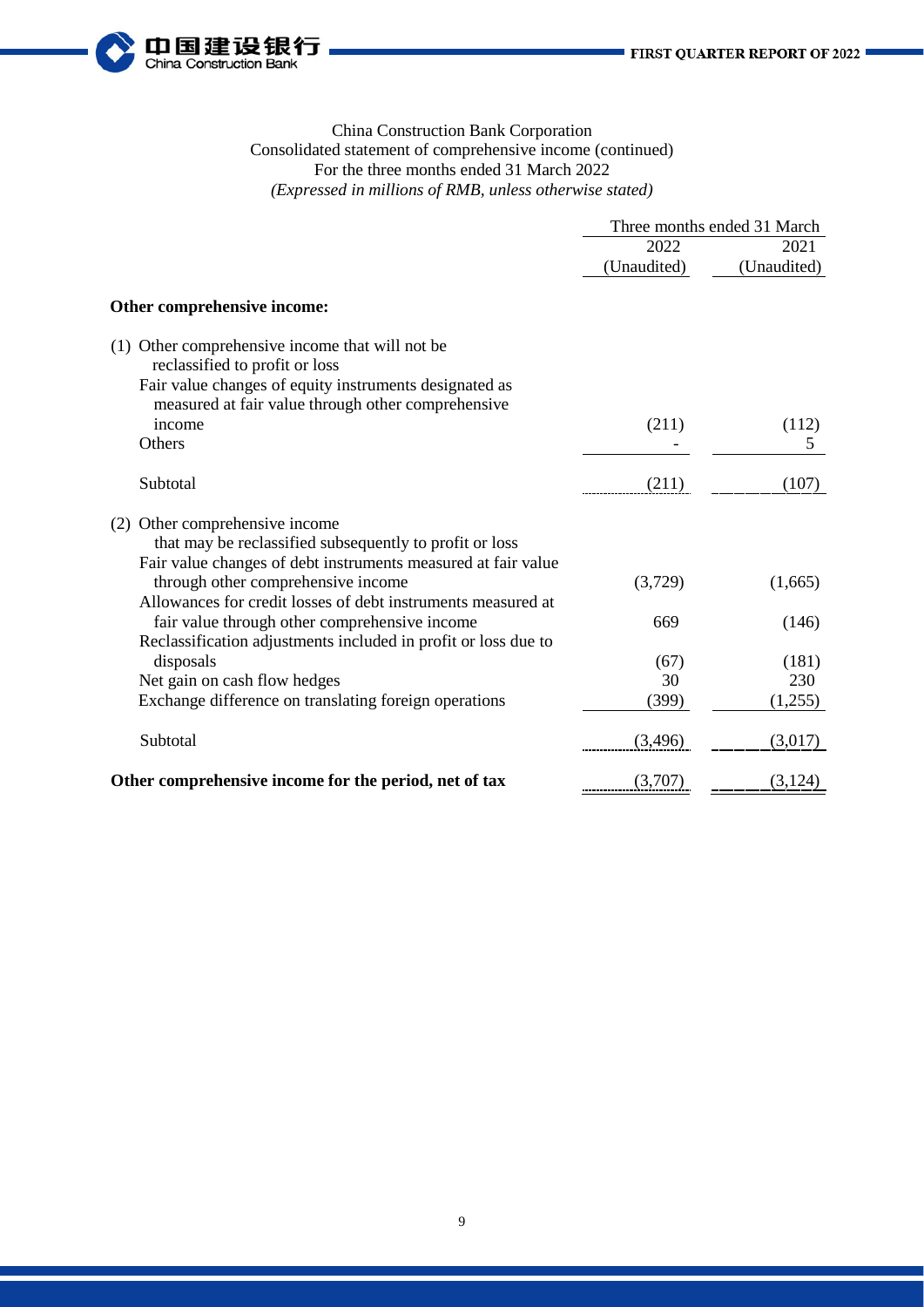China Construction Bank Corporation
Consolidated statement of comprehensive income (continued)
For the three months ended 31 March 2022
*(Expressed in millions of RMB, unless otherwise stated)*

| | Three months ended 31 March | |
|---|---|---|
| | 2022 (Unaudited) | 2021 (Unaudited) |
| **Other comprehensive income:** | | |
| (1) Other comprehensive income that will not be reclassified to profit or loss | | |
| Fair value changes of equity instruments designated as measured at fair value through other comprehensive income | (211) | (112) |
| Others | - | 5 |
| Subtotal | (211) | (107) |
| (2) Other comprehensive income that may be reclassified subsequently to profit or loss | | |
| Fair value changes of debt instruments measured at fair value through other comprehensive income | (3,729) | (1,665) |
| Allowances for credit losses of debt instruments measured at fair value through other comprehensive income | 669 | (146) |
| Reclassification adjustments included in profit or loss due to disposals | (67) | (181) |
| Net gain on cash flow hedges | 30 | 230 |
| Exchange difference on translating foreign operations | (399) | (1,255) |
| Subtotal | (3,496) | (3,017) |
| **Other comprehensive income for the period, net of tax** | (3,707) | (3,124) |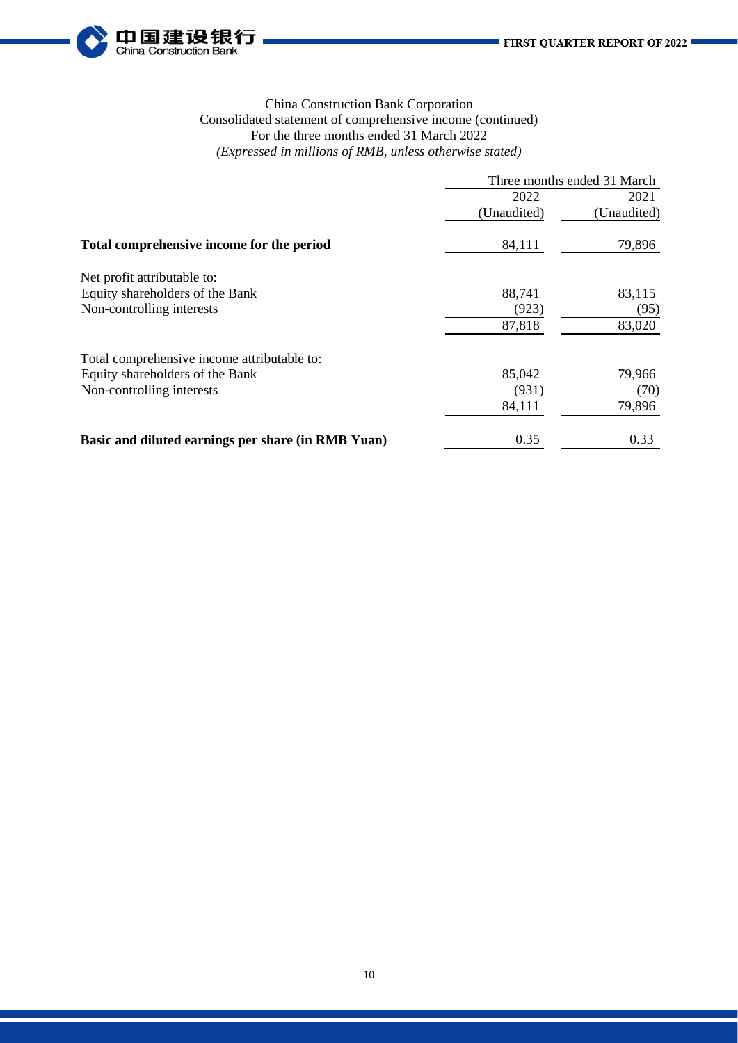China Construction Bank Corporation
Consolidated statement of comprehensive income (continued)
For the three months ended 31 March 2022
*(Expressed in millions of RMB, unless otherwise stated)*

| | Three months ended 31 March | |
|---|---|---|
| | 2022 (Unaudited) | 2021 (Unaudited) |
| **Total comprehensive income for the period** | 84,111 | 79,896 |
| Net profit attributable to: | | |
| Equity shareholders of the Bank | 88,741 | 83,115 |
| Non-controlling interests | (923) | (95) |
| | 87,818 | 83,020 |
| Total comprehensive income attributable to: | | |
| Equity shareholders of the Bank | 85,042 | 79,966 |
| Non-controlling interests | (931) | (70) |
| | 84,111 | 79,896 |
| **Basic and diluted earnings per share (in RMB Yuan)** | 0.35 | 0.33 |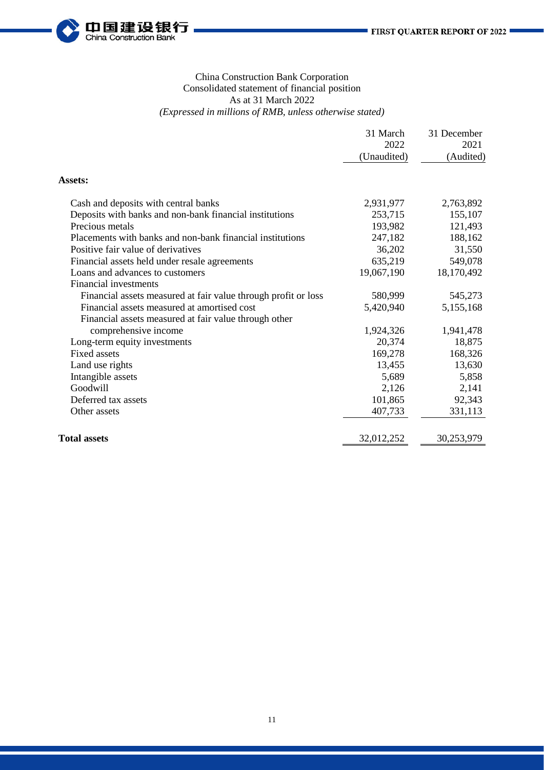China Construction Bank Corporation
Consolidated statement of financial position
As at 31 March 2022
*(Expressed in millions of RMB, unless otherwise stated)*

| | 31 March 2022 (Unaudited) | 31 December 2021 (Audited) |
|---|---|---|
| **Assets:** | | |
| Cash and deposits with central banks | 2,931,977 | 2,763,892 |
| Deposits with banks and non-bank financial institutions | 253,715 | 155,107 |
| Precious metals | 193,982 | 121,493 |
| Placements with banks and non-bank financial institutions | 247,182 | 188,162 |
| Positive fair value of derivatives | 36,202 | 31,550 |
| Financial assets held under resale agreements | 635,219 | 549,078 |
| Loans and advances to customers | 19,067,190 | 18,170,492 |
| Financial investments | | |
| Financial assets measured at fair value through profit or loss | 580,999 | 545,273 |
| Financial assets measured at amortised cost | 5,420,940 | 5,155,168 |
| Financial assets measured at fair value through other comprehensive income | 1,924,326 | 1,941,478 |
| Long-term equity investments | 20,374 | 18,875 |
| Fixed assets | 169,278 | 168,326 |
| Land use rights | 13,455 | 13,630 |
| Intangible assets | 5,689 | 5,858 |
| Goodwill | 2,126 | 2,141 |
| Deferred tax assets | 101,865 | 92,343 |
| Other assets | 407,733 | 331,113 |
| **Total assets** | 32,012,252 | 30,253,979 |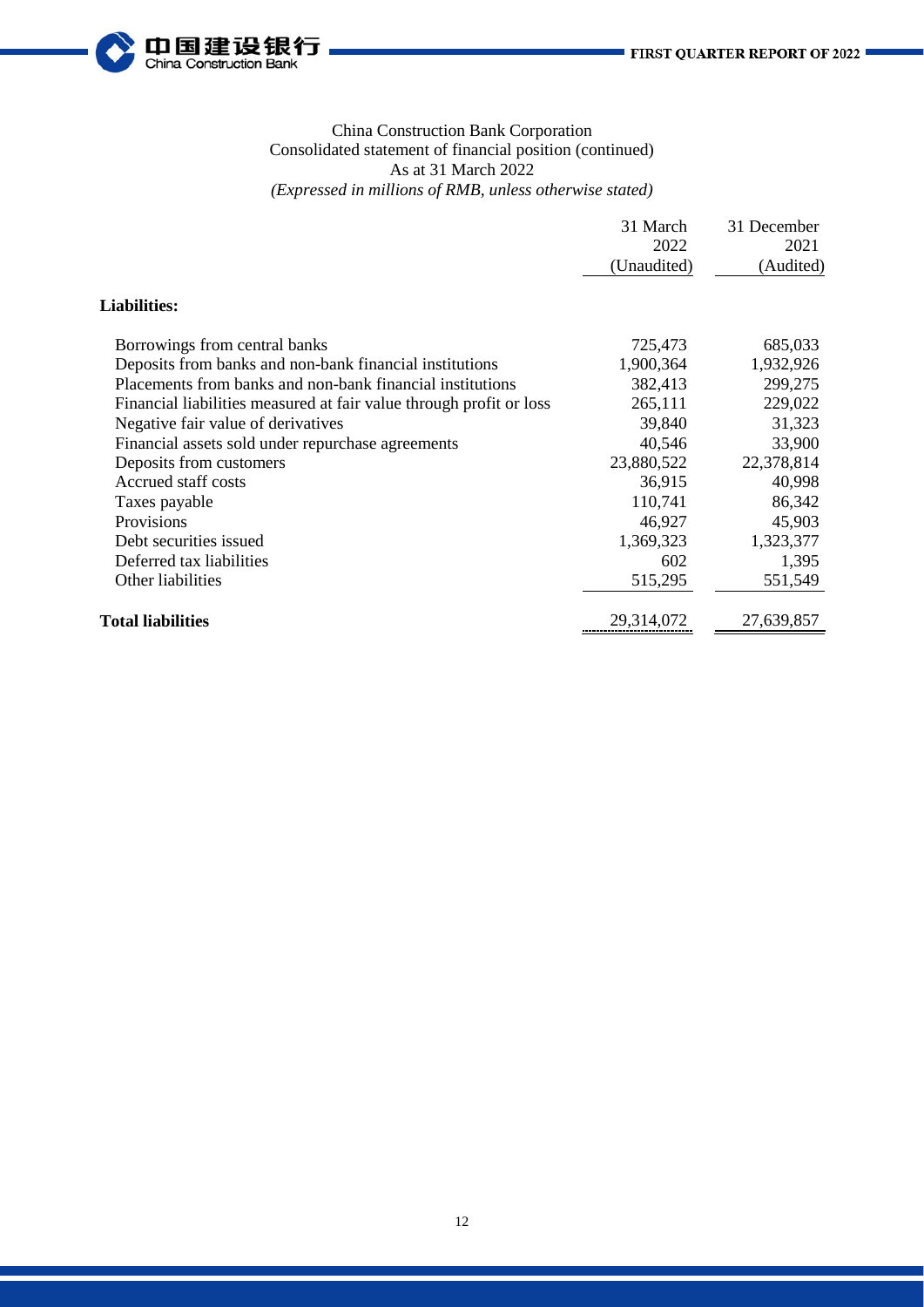China Construction Bank Corporation
Consolidated statement of financial position (continued)
As at 31 March 2022
*(Expressed in millions of RMB, unless otherwise stated)*

| | 31 March 2022 (Unaudited) | 31 December 2021 (Audited) |
|---|---|---|
| **Liabilities:** | | |
| Borrowings from central banks | 725,473 | 685,033 |
| Deposits from banks and non-bank financial institutions | 1,900,364 | 1,932,926 |
| Placements from banks and non-bank financial institutions | 382,413 | 299,275 |
| Financial liabilities measured at fair value through profit or loss | 265,111 | 229,022 |
| Negative fair value of derivatives | 39,840 | 31,323 |
| Financial assets sold under repurchase agreements | 40,546 | 33,900 |
| Deposits from customers | 23,880,522 | 22,378,814 |
| Accrued staff costs | 36,915 | 40,998 |
| Taxes payable | 110,741 | 86,342 |
| Provisions | 46,927 | 45,903 |
| Debt securities issued | 1,369,323 | 1,323,377 |
| Deferred tax liabilities | 602 | 1,395 |
| Other liabilities | 515,295 | 551,549 |
| **Total liabilities** | 29,314,072 | 27,639,857 |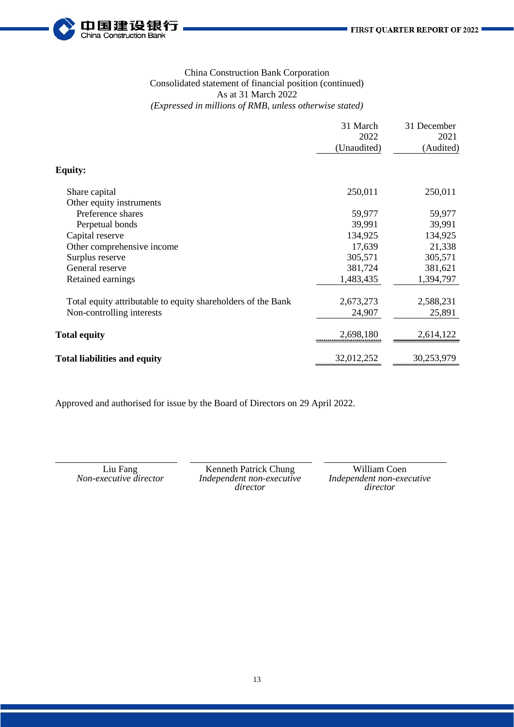China Construction Bank Corporation
Consolidated statement of financial position (continued)
As at 31 March 2022
*(Expressed in millions of RMB, unless otherwise stated)*

| | 31 March 2022 (Unaudited) | 31 December 2021 (Audited) |
|---|---|---|
| **Equity:** | | |
| Share capital | 250,011 | 250,011 |
| Other equity instruments | | |
| Preference shares | 59,977 | 59,977 |
| Perpetual bonds | 39,991 | 39,991 |
| Capital reserve | 134,925 | 134,925 |
| Other comprehensive income | 17,639 | 21,338 |
| Surplus reserve | 305,571 | 305,571 |
| General reserve | 381,724 | 381,621 |
| Retained earnings | 1,483,435 | 1,394,797 |
| Total equity attributable to equity shareholders of the Bank | 2,673,273 | 2,588,231 |
| Non-controlling interests | 24,907 | 25,891 |
| **Total equity** | 2,698,180 | 2,614,122 |
| **Total liabilities and equity** | 32,012,252 | 30,253,979 |

Approved and authorised for issue by the Board of Directors on 29 April 2022.

| Liu Fang | Kenneth Patrick Chung | William Coen |
|---|---|---|
| *Non-executive director* | *Independent non-executive director* | *Independent non-executive director* |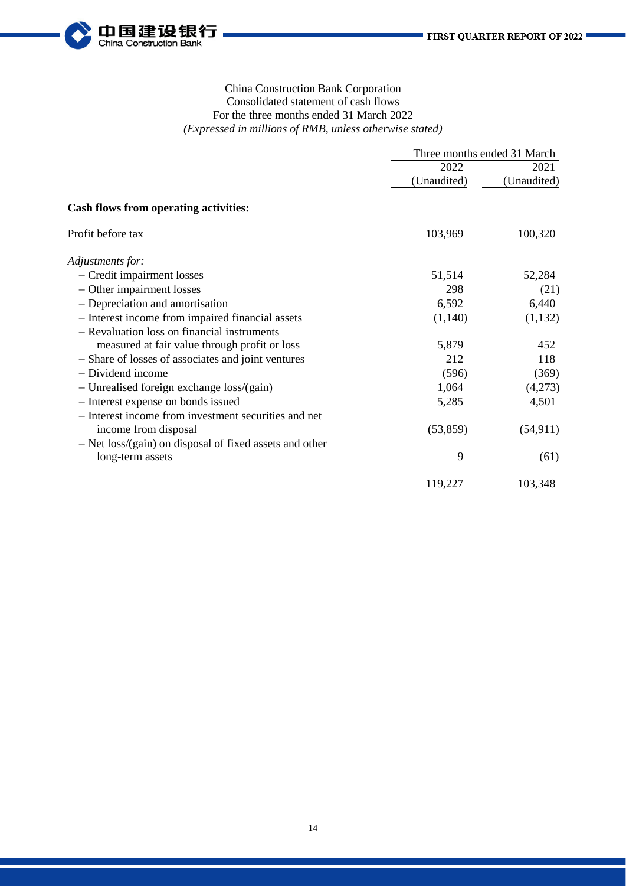China Construction Bank Corporation
Consolidated statement of cash flows
For the three months ended 31 March 2022
*(Expressed in millions of RMB, unless otherwise stated)*

| | Three months ended 31 March | |
|---|---|---|
| | 2022 (Unaudited) | 2021 (Unaudited) |
| **Cash flows from operating activities:** | | |
| Profit before tax | 103,969 | 100,320 |
| *Adjustments for:* | | |
| – Credit impairment losses | 51,514 | 52,284 |
| – Other impairment losses | 298 | (21) |
| – Depreciation and amortisation | 6,592 | 6,440 |
| – Interest income from impaired financial assets | (1,140) | (1,132) |
| – Revaluation loss on financial instruments measured at fair value through profit or loss | 5,879 | 452 |
| – Share of losses of associates and joint ventures | 212 | 118 |
| – Dividend income | (596) | (369) |
| – Unrealised foreign exchange loss/(gain) | 1,064 | (4,273) |
| – Interest expense on bonds issued | 5,285 | 4,501 |
| – Interest income from investment securities and net income from disposal | (53,859) | (54,911) |
| – Net loss/(gain) on disposal of fixed assets and other long-term assets | 9 | (61) |
| | 119,227 | 103,348 |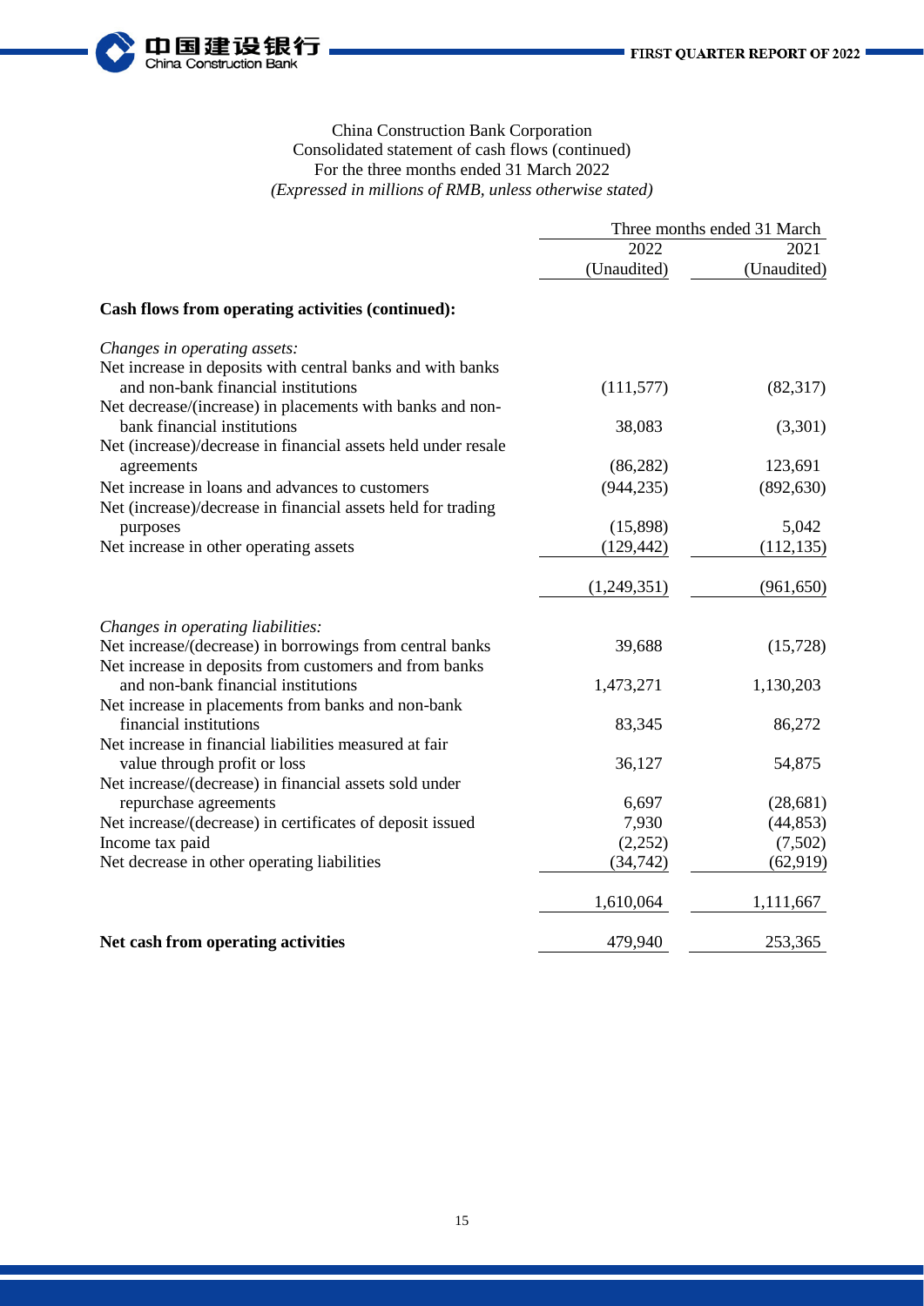China Construction Bank Corporation
Consolidated statement of cash flows (continued)
For the three months ended 31 March 2022
*(Expressed in millions of RMB, unless otherwise stated)*

| | Three months ended 31 March | |
|---|---|---|
| | 2022 | 2021 |
| | (Unaudited) | (Unaudited) |
| **Cash flows from operating activities (continued):** | | |
| *Changes in operating assets:* | | |
| Net increase in deposits with central banks and with banks and non-bank financial institutions | (111,577) | (82,317) |
| Net decrease/(increase) in placements with banks and non-bank financial institutions | 38,083 | (3,301) |
| Net (increase)/decrease in financial assets held under resale agreements | (86,282) | 123,691 |
| Net increase in loans and advances to customers | (944,235) | (892,630) |
| Net (increase)/decrease in financial assets held for trading purposes | (15,898) | 5,042 |
| Net increase in other operating assets | (129,442) | (112,135) |
| | (1,249,351) | (961,650) |
| *Changes in operating liabilities:* | | |
| Net increase/(decrease) in borrowings from central banks | 39,688 | (15,728) |
| Net increase in deposits from customers and from banks and non-bank financial institutions | 1,473,271 | 1,130,203 |
| Net increase in placements from banks and non-bank financial institutions | 83,345 | 86,272 |
| Net increase in financial liabilities measured at fair value through profit or loss | 36,127 | 54,875 |
| Net increase/(decrease) in financial assets sold under repurchase agreements | 6,697 | (28,681) |
| Net increase/(decrease) in certificates of deposit issued | 7,930 | (44,853) |
| Income tax paid | (2,252) | (7,502) |
| Net decrease in other operating liabilities | (34,742) | (62,919) |
| | 1,610,064 | 1,111,667 |
| **Net cash from operating activities** | 479,940 | 253,365 |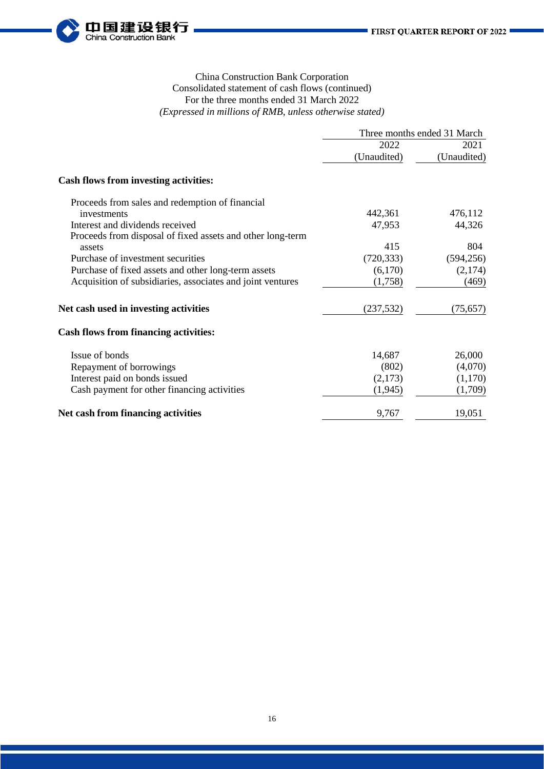China Construction Bank Corporation
Consolidated statement of cash flows (continued)
For the three months ended 31 March 2022
*(Expressed in millions of RMB, unless otherwise stated)*

| | Three months ended 31 March | |
|---|---|---|
| | 2022 (Unaudited) | 2021 (Unaudited) |
| **Cash flows from investing activities:** | | |
| Proceeds from sales and redemption of financial investments | 442,361 | 476,112 |
| Interest and dividends received | 47,953 | 44,326 |
| Proceeds from disposal of fixed assets and other long-term assets | 415 | 804 |
| Purchase of investment securities | (720,333) | (594,256) |
| Purchase of fixed assets and other long-term assets | (6,170) | (2,174) |
| Acquisition of subsidiaries, associates and joint ventures | (1,758) | (469) |
| **Net cash used in investing activities** | (237,532) | (75,657) |
| **Cash flows from financing activities:** | | |
| Issue of bonds | 14,687 | 26,000 |
| Repayment of borrowings | (802) | (4,070) |
| Interest paid on bonds issued | (2,173) | (1,170) |
| Cash payment for other financing activities | (1,945) | (1,709) |
| **Net cash from financing activities** | 9,767 | 19,051 |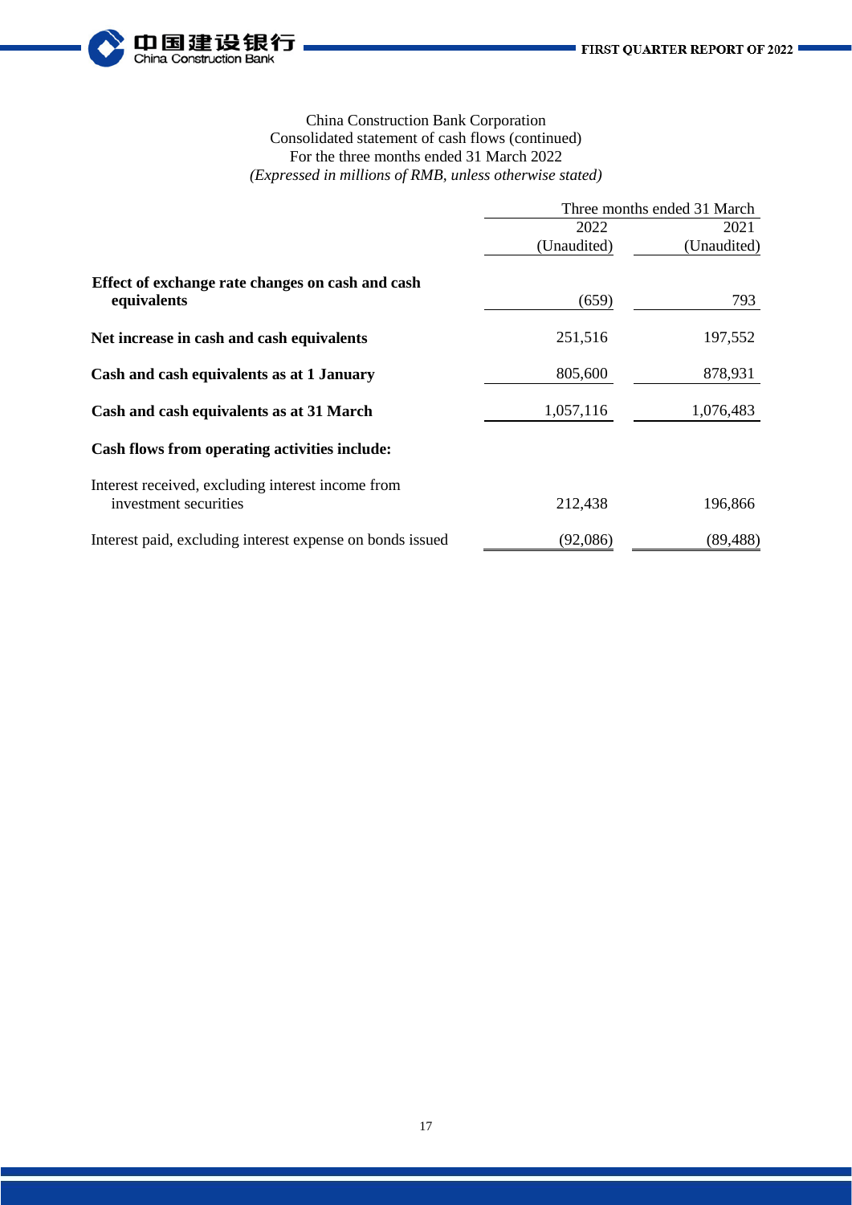China Construction Bank Corporation
Consolidated statement of cash flows (continued)
For the three months ended 31 March 2022
*(Expressed in millions of RMB, unless otherwise stated)*

| | Three months ended 31 March | |
|---|---|---|
| | 2022 (Unaudited) | 2021 (Unaudited) |
| **Effect of exchange rate changes on cash and cash equivalents** | (659) | 793 |
| **Net increase in cash and cash equivalents** | 251,516 | 197,552 |
| **Cash and cash equivalents as at 1 January** | 805,600 | 878,931 |
| **Cash and cash equivalents as at 31 March** | 1,057,116 | 1,076,483 |
| **Cash flows from operating activities include:** | | |
| Interest received, excluding interest income from investment securities | 212,438 | 196,866 |
| Interest paid, excluding interest expense on bonds issued | (92,086) | (89,488) |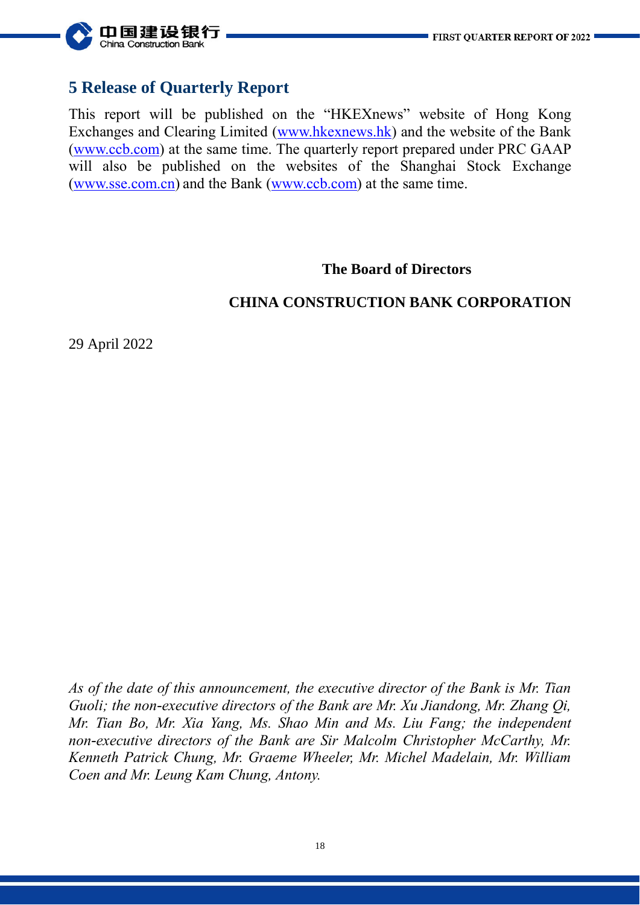## 5 Release of Quarterly Report

This report will be published on the "HKEXnews" website of Hong Kong Exchanges and Clearing Limited (www.hkexnews.hk) and the website of the Bank (www.ccb.com) at the same time. The quarterly report prepared under PRC GAAP will also be published on the websites of the Shanghai Stock Exchange (www.sse.com.cn) and the Bank (www.ccb.com) at the same time.

**The Board of Directors**

**CHINA CONSTRUCTION BANK CORPORATION**

29 April 2022

*As of the date of this announcement, the executive director of the Bank is Mr. Tian Guoli; the non-executive directors of the Bank are Mr. Xu Jiandong, Mr. Zhang Qi, Mr. Tian Bo, Mr. Xia Yang, Ms. Shao Min and Ms. Liu Fang; the independent non-executive directors of the Bank are Sir Malcolm Christopher McCarthy, Mr. Kenneth Patrick Chung, Mr. Graeme Wheeler, Mr. Michel Madelain, Mr. William Coen and Mr. Leung Kam Chung, Antony.*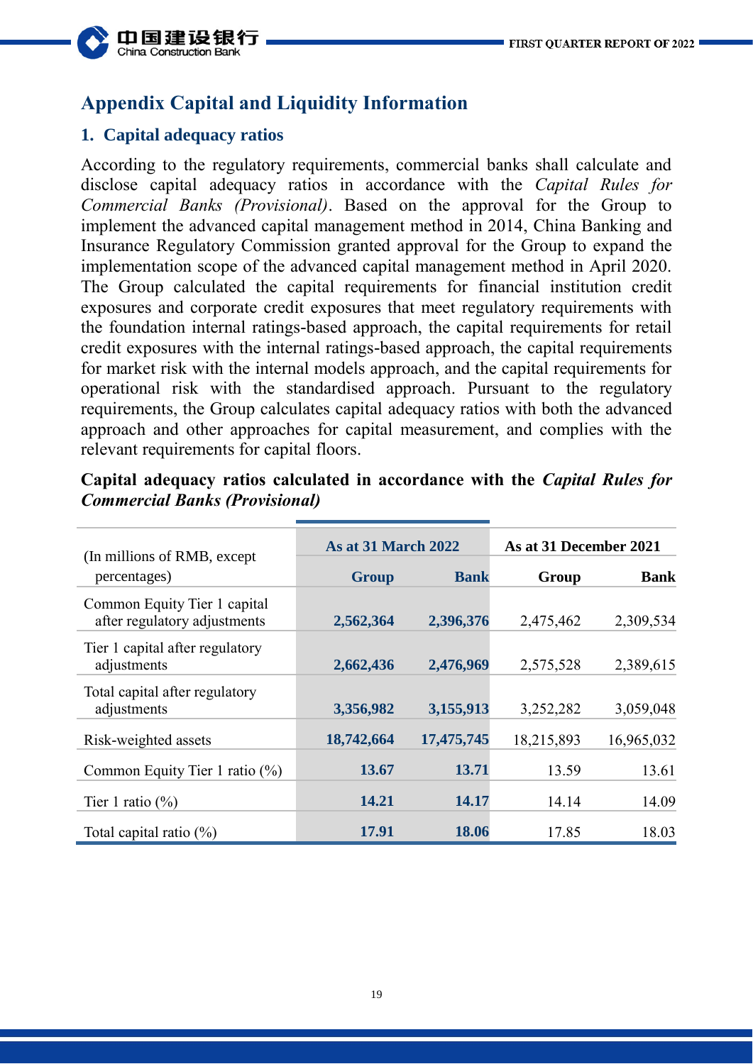# Appendix Capital and Liquidity Information

## 1. Capital adequacy ratios

According to the regulatory requirements, commercial banks shall calculate and disclose capital adequacy ratios in accordance with the *Capital Rules for Commercial Banks (Provisional)*. Based on the approval for the Group to implement the advanced capital management method in 2014, China Banking and Insurance Regulatory Commission granted approval for the Group to expand the implementation scope of the advanced capital management method in April 2020. The Group calculated the capital requirements for financial institution credit exposures and corporate credit exposures that meet regulatory requirements with the foundation internal ratings-based approach, the capital requirements for retail credit exposures with the internal ratings-based approach, the capital requirements for market risk with the internal models approach, and the capital requirements for operational risk with the standardised approach. Pursuant to the regulatory requirements, the Group calculates capital adequacy ratios with both the advanced approach and other approaches for capital measurement, and complies with the relevant requirements for capital floors.

**Capital adequacy ratios calculated in accordance with the *Capital Rules for Commercial Banks (Provisional)***

| (In millions of RMB, except percentages) | As at 31 March 2022 | | As at 31 December 2021 | |
|---|---|---|---|---|
| | Group | Bank | Group | Bank |
| Common Equity Tier 1 capital after regulatory adjustments | **2,562,364** | **2,396,376** | 2,475,462 | 2,309,534 |
| Tier 1 capital after regulatory adjustments | **2,662,436** | **2,476,969** | 2,575,528 | 2,389,615 |
| Total capital after regulatory adjustments | **3,356,982** | **3,155,913** | 3,252,282 | 3,059,048 |
| Risk-weighted assets | **18,742,664** | **17,475,745** | 18,215,893 | 16,965,032 |
| Common Equity Tier 1 ratio (%) | **13.67** | **13.71** | 13.59 | 13.61 |
| Tier 1 ratio (%) | **14.21** | **14.17** | 14.14 | 14.09 |
| Total capital ratio (%) | **17.91** | **18.06** | 17.85 | 18.03 |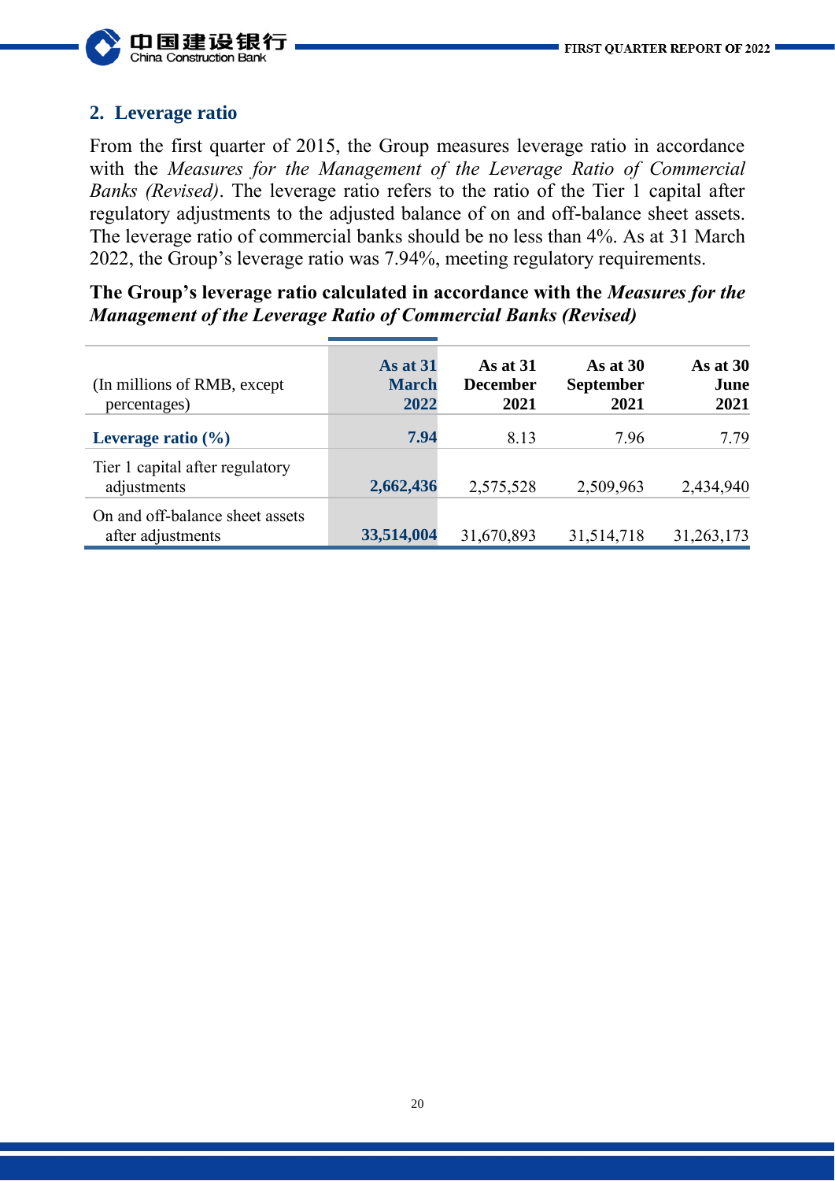## 2. Leverage ratio

From the first quarter of 2015, the Group measures leverage ratio in accordance with the *Measures for the Management of the Leverage Ratio of Commercial Banks (Revised)*. The leverage ratio refers to the ratio of the Tier 1 capital after regulatory adjustments to the adjusted balance of on and off-balance sheet assets. The leverage ratio of commercial banks should be no less than 4%. As at 31 March 2022, the Group's leverage ratio was 7.94%, meeting regulatory requirements.

**The Group's leverage ratio calculated in accordance with the *Measures for the Management of the Leverage Ratio of Commercial Banks (Revised)***

| (In millions of RMB, except percentages) | As at 31 March 2022 | As at 31 December 2021 | As at 30 September 2021 | As at 30 June 2021 |
|---|---|---|---|---|
| **Leverage ratio (%)** | **7.94** | 8.13 | 7.96 | 7.79 |
| Tier 1 capital after regulatory adjustments | **2,662,436** | 2,575,528 | 2,509,963 | 2,434,940 |
| On and off-balance sheet assets after adjustments | **33,514,004** | 31,670,893 | 31,514,718 | 31,263,173 |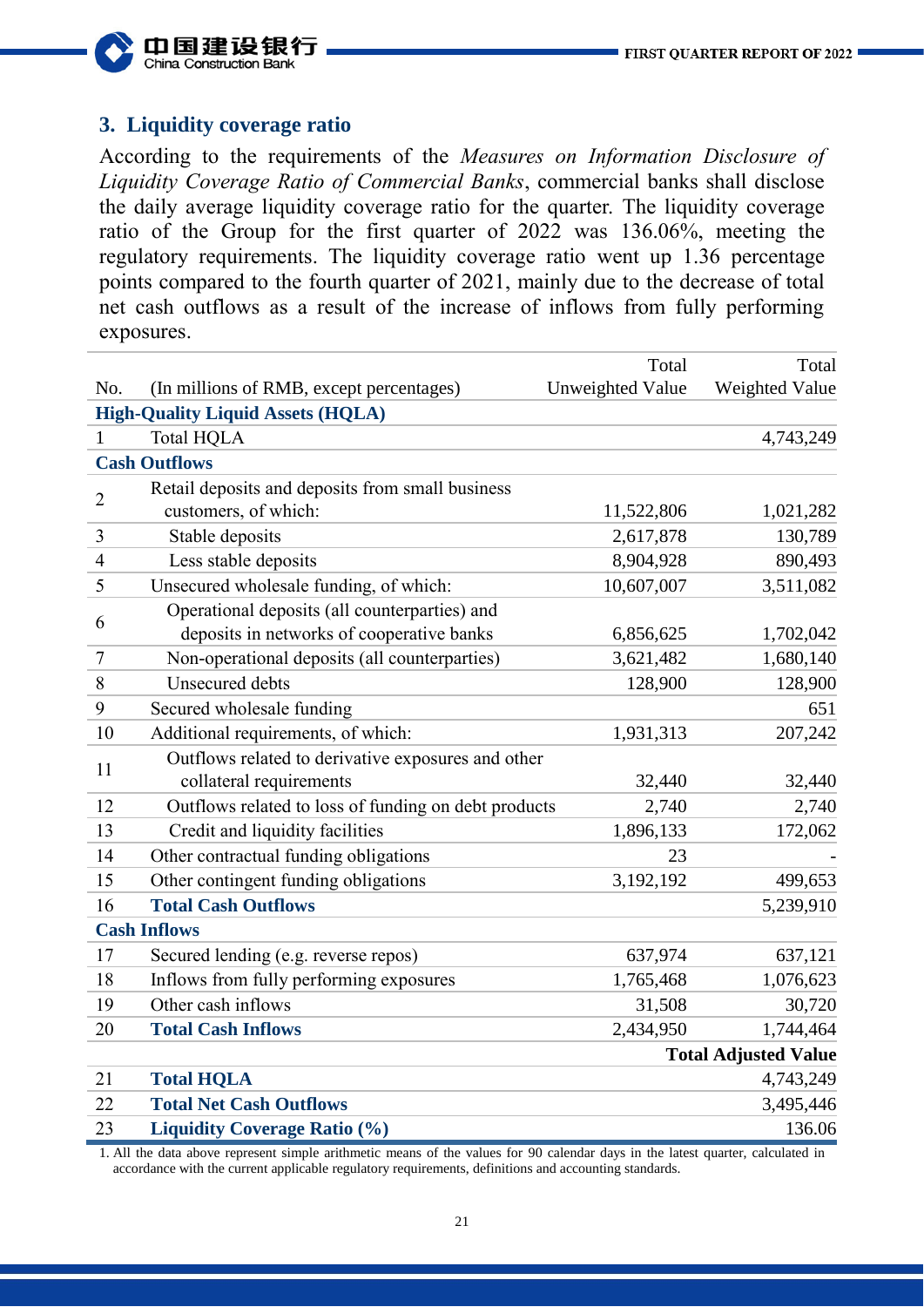## 3. Liquidity coverage ratio

According to the requirements of the *Measures on Information Disclosure of Liquidity Coverage Ratio of Commercial Banks*, commercial banks shall disclose the daily average liquidity coverage ratio for the quarter. The liquidity coverage ratio of the Group for the first quarter of 2022 was 136.06%, meeting the regulatory requirements. The liquidity coverage ratio went up 1.36 percentage points compared to the fourth quarter of 2021, mainly due to the decrease of total net cash outflows as a result of the increase of inflows from fully performing exposures.

| No. | (In millions of RMB, except percentages) | Total Unweighted Value | Total Weighted Value |
|---|---|---|---|
| **High-Quality Liquid Assets (HQLA)** | | | |
| 1 | Total HQLA | | 4,743,249 |
| **Cash Outflows** | | | |
| 2 | Retail deposits and deposits from small business customers, of which: | 11,522,806 | 1,021,282 |
| 3 | Stable deposits | 2,617,878 | 130,789 |
| 4 | Less stable deposits | 8,904,928 | 890,493 |
| 5 | Unsecured wholesale funding, of which: | 10,607,007 | 3,511,082 |
| 6 | Operational deposits (all counterparties) and deposits in networks of cooperative banks | 6,856,625 | 1,702,042 |
| 7 | Non-operational deposits (all counterparties) | 3,621,482 | 1,680,140 |
| 8 | Unsecured debts | 128,900 | 128,900 |
| 9 | Secured wholesale funding | | 651 |
| 10 | Additional requirements, of which: | 1,931,313 | 207,242 |
| 11 | Outflows related to derivative exposures and other collateral requirements | 32,440 | 32,440 |
| 12 | Outflows related to loss of funding on debt products | 2,740 | 2,740 |
| 13 | Credit and liquidity facilities | 1,896,133 | 172,062 |
| 14 | Other contractual funding obligations | 23 | - |
| 15 | Other contingent funding obligations | 3,192,192 | 499,653 |
| 16 | **Total Cash Outflows** | | 5,239,910 |
| **Cash Inflows** | | | |
| 17 | Secured lending (e.g. reverse repos) | 637,974 | 637,121 |
| 18 | Inflows from fully performing exposures | 1,765,468 | 1,076,623 |
| 19 | Other cash inflows | 31,508 | 30,720 |
| 20 | **Total Cash Inflows** | 2,434,950 | 1,744,464 |
| | | | **Total Adjusted Value** |
| 21 | **Total HQLA** | | 4,743,249 |
| 22 | **Total Net Cash Outflows** | | 3,495,446 |
| 23 | **Liquidity Coverage Ratio (%)** | | 136.06 |

1. All the data above represent simple arithmetic means of the values for 90 calendar days in the latest quarter, calculated in accordance with the current applicable regulatory requirements, definitions and accounting standards.